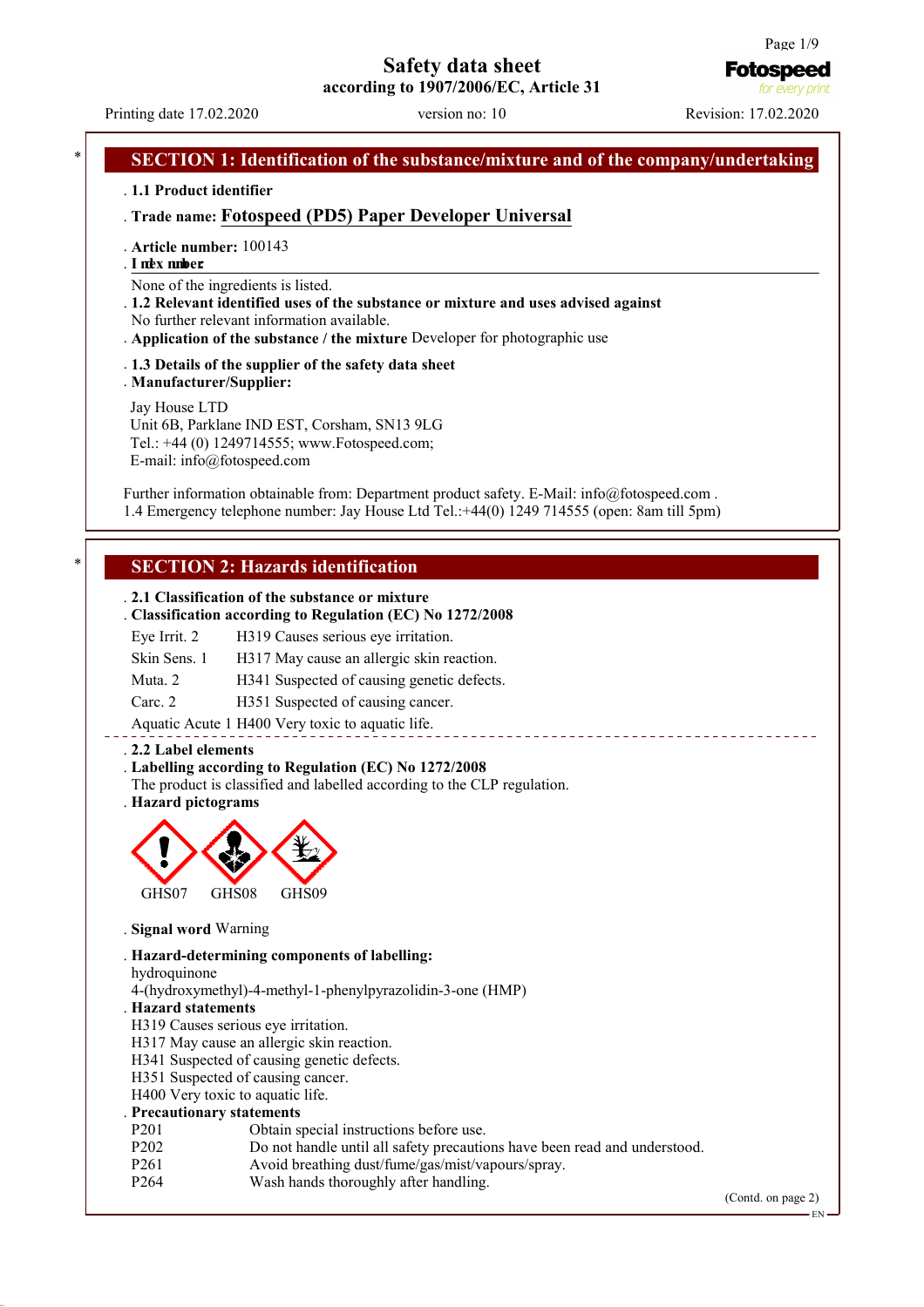# Safety data sheet

according to 1907/2006/EC, Article 31

Printing date 17.02.2020 | version no: 10 | Revision: 17.02.2020

## SECTION 1: Identification of the substance/mixture and of the company/undertaking

· **1.1 Product identifier**

· **Trade name:** Fotospeed (PD5) Paper Developer Universal

· **Article number:** 100143

· **Index number:**

None of the ingredients is listed.

· **1.2 Relevant identified uses of the substance or mixture and uses advised against**

No further relevant information available.

· **Application of the substance / the mixture** Developer for photographic use

· **1.3 Details of the supplier of the safety data sheet**

· **Manufacturer/Supplier:**

Jay House LTD
Unit 6B, Parklane IND EST, Corsham, SN13 9LG
Tel.: +44 (0) 1249714555; www.Fotospeed.com;
E-mail: info@fotospeed.com

Further information obtainable from: Department product safety. E-Mail: info@fotospeed.com .
1.4 Emergency telephone number: Jay House Ltd Tel.:+44(0) 1249 714555 (open: 8am till 5pm)

## SECTION 2: Hazards identification

· **2.1 Classification of the substance or mixture**

· **Classification according to Regulation (EC) No 1272/2008**

| | |
|---|---|
| Eye Irrit. 2 | H319 Causes serious eye irritation. |
| Skin Sens. 1 | H317 May cause an allergic skin reaction. |
| Muta. 2 | H341 Suspected of causing genetic defects. |
| Carc. 2 | H351 Suspected of causing cancer. |
| Aquatic Acute 1 | H400 Very toxic to aquatic life. |

· **2.2 Label elements**

· **Labelling according to Regulation (EC) No 1272/2008**

The product is classified and labelled according to the CLP regulation.

· **Hazard pictograms**

GHS07 GHS08 GHS09

· **Signal word** Warning

· **Hazard-determining components of labelling:**

hydroquinone
4-(hydroxymethyl)-4-methyl-1-phenylpyrazolidin-3-one (HMP)

· **Hazard statements**

H319 Causes serious eye irritation.
H317 May cause an allergic skin reaction.
H341 Suspected of causing genetic defects.
H351 Suspected of causing cancer.
H400 Very toxic to aquatic life.

· **Precautionary statements**

| | |
|---|---|
| P201 | Obtain special instructions before use. |
| P202 | Do not handle until all safety precautions have been read and understood. |
| P261 | Avoid breathing dust/fume/gas/mist/vapours/spray. |
| P264 | Wash hands thoroughly after handling. |

(Contd. on page 2)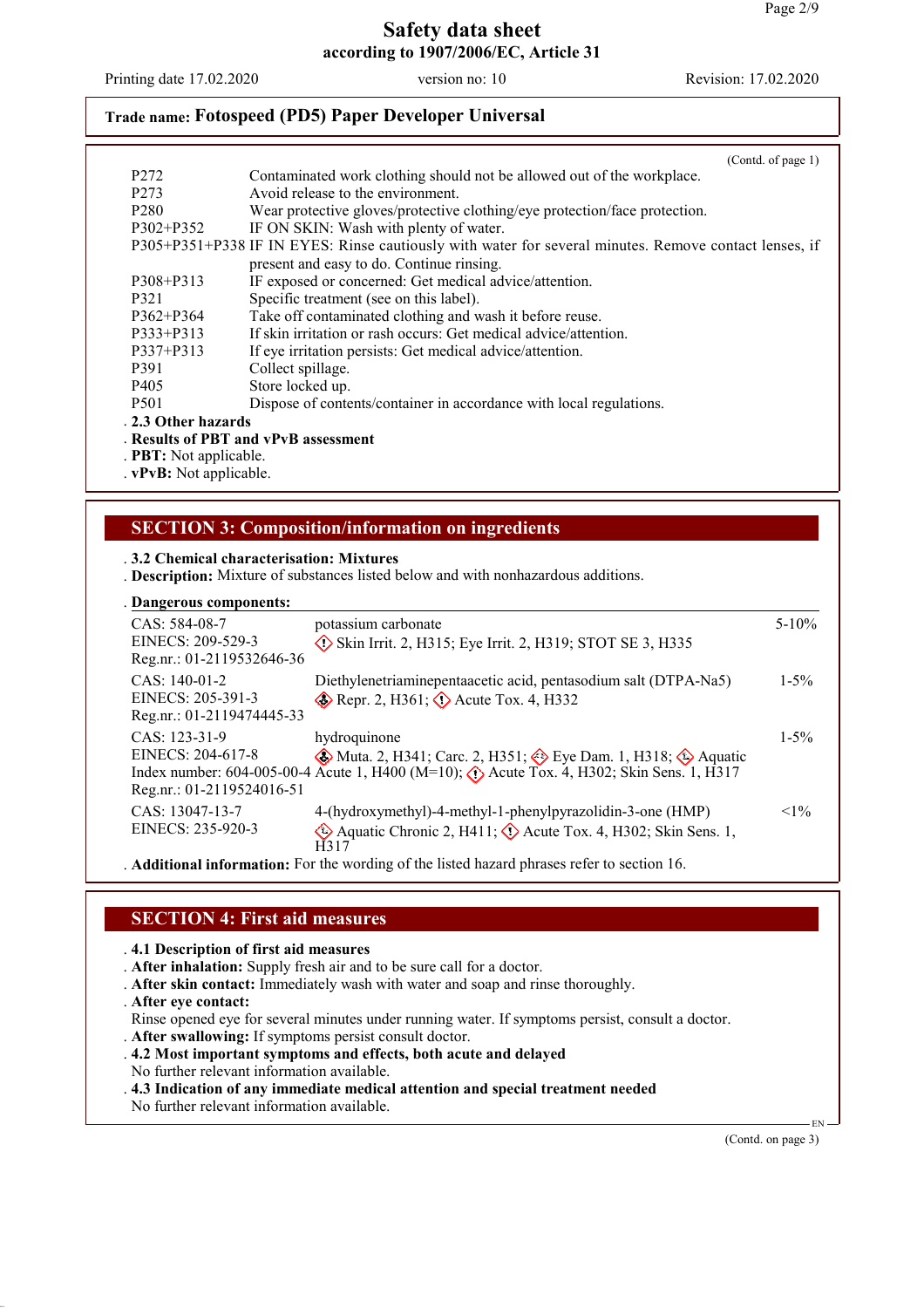Trade name: **Fotospeed (PD5) Paper Developer Universal**

(Contd. of page 1)

| | |
|---|---|
| P272 | Contaminated work clothing should not be allowed out of the workplace. |
| P273 | Avoid release to the environment. |
| P280 | Wear protective gloves/protective clothing/eye protection/face protection. |
| P302+P352 | IF ON SKIN: Wash with plenty of water. |
| P305+P351+P338 | IF IN EYES: Rinse cautiously with water for several minutes. Remove contact lenses, if present and easy to do. Continue rinsing. |
| P308+P313 | IF exposed or concerned: Get medical advice/attention. |
| P321 | Specific treatment (see on this label). |
| P362+P364 | Take off contaminated clothing and wash it before reuse. |
| P333+P313 | If skin irritation or rash occurs: Get medical advice/attention. |
| P337+P313 | If eye irritation persists: Get medical advice/attention. |
| P391 | Collect spillage. |
| P405 | Store locked up. |
| P501 | Dispose of contents/container in accordance with local regulations. |

. **2.3 Other hazards**
. **Results of PBT and vPvB assessment**
. **PBT:** Not applicable.
. **vPvB:** Not applicable.

## SECTION 3: Composition/information on ingredients

. **3.2 Chemical characterisation: Mixtures**
. **Description:** Mixture of substances listed below and with nonhazardous additions.

. **Dangerous components:**

| | | |
|---|---|---|
| CAS: 584-08-7<br>EINECS: 209-529-3<br>Reg.nr.: 01-2119532646-36 | potassium carbonate<br>Skin Irrit. 2, H315; Eye Irrit. 2, H319; STOT SE 3, H335 | 5-10% |
| CAS: 140-01-2<br>EINECS: 205-391-3<br>Reg.nr.: 01-2119474445-33 | Diethylenetriaminepentaacetic acid, pentasodium salt (DTPA-Na5)<br>Repr. 2, H361; Acute Tox. 4, H332 | 1-5% |
| CAS: 123-31-9<br>EINECS: 204-617-8<br>Index number: 604-005-00-4<br>Reg.nr.: 01-2119524016-51 | hydroquinone<br>Muta. 2, H341; Carc. 2, H351; Eye Dam. 1, H318; Aquatic Acute 1, H400 (M=10); Acute Tox. 4, H302; Skin Sens. 1, H317 | 1-5% |
| CAS: 13047-13-7<br>EINECS: 235-920-3 | 4-(hydroxymethyl)-4-methyl-1-phenylpyrazolidin-3-one (HMP)<br>Aquatic Chronic 2, H411; Acute Tox. 4, H302; Skin Sens. 1, H317 | <1% |

. **Additional information:** For the wording of the listed hazard phrases refer to section 16.

## SECTION 4: First aid measures

. **4.1 Description of first aid measures**
. **After inhalation:** Supply fresh air and to be sure call for a doctor.
. **After skin contact:** Immediately wash with water and soap and rinse thoroughly.
. **After eye contact:**
Rinse opened eye for several minutes under running water. If symptoms persist, consult a doctor.
. **After swallowing:** If symptoms persist consult doctor.
. **4.2 Most important symptoms and effects, both acute and delayed**
No further relevant information available.
. **4.3 Indication of any immediate medical attention and special treatment needed**
No further relevant information available.

(Contd. on page 3)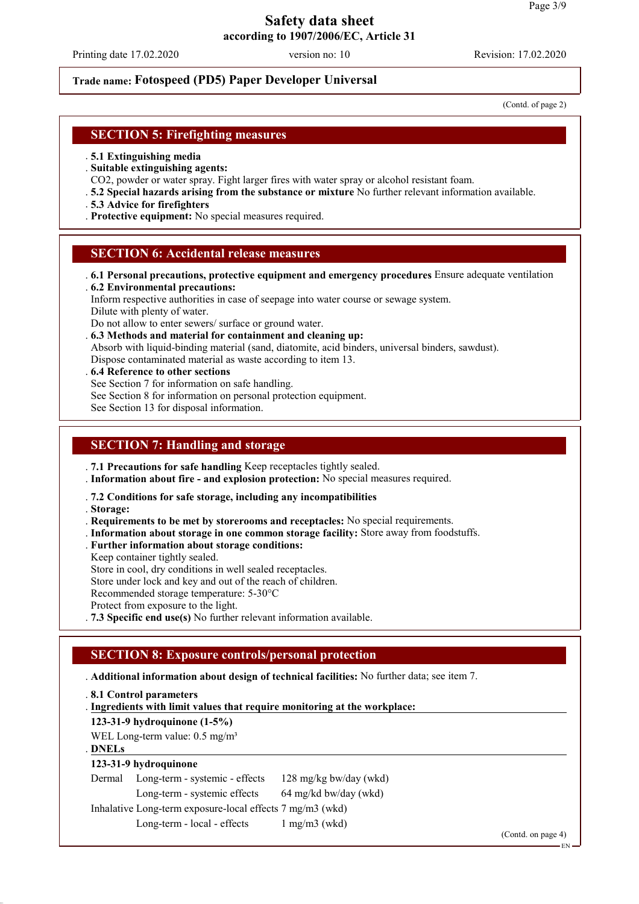# Safety data sheet

**according to 1907/2006/EC, Article 31**

Printing date 17.02.2020 version no: 10 Revision: 17.02.2020

**Trade name: Fotospeed (PD5) Paper Developer Universal**

(Contd. of page 2)

## SECTION 5: Firefighting measures

- **5.1 Extinguishing media**
- **Suitable extinguishing agents:**
  CO2, powder or water spray. Fight larger fires with water spray or alcohol resistant foam.
- **5.2 Special hazards arising from the substance or mixture** No further relevant information available.
- **5.3 Advice for firefighters**
- **Protective equipment:** No special measures required.

## SECTION 6: Accidental release measures

- **6.1 Personal precautions, protective equipment and emergency procedures** Ensure adequate ventilation
- **6.2 Environmental precautions:**
  Inform respective authorities in case of seepage into water course or sewage system.
  Dilute with plenty of water.
  Do not allow to enter sewers/ surface or ground water.
- **6.3 Methods and material for containment and cleaning up:**
  Absorb with liquid-binding material (sand, diatomite, acid binders, universal binders, sawdust).
  Dispose contaminated material as waste according to item 13.
- **6.4 Reference to other sections**
  See Section 7 for information on safe handling.
  See Section 8 for information on personal protection equipment.
  See Section 13 for disposal information.

## SECTION 7: Handling and storage

- **7.1 Precautions for safe handling** Keep receptacles tightly sealed.
- **Information about fire - and explosion protection:** No special measures required.
- **7.2 Conditions for safe storage, including any incompatibilities**
- **Storage:**
- **Requirements to be met by storerooms and receptacles:** No special requirements.
- **Information about storage in one common storage facility:** Store away from foodstuffs.
- **Further information about storage conditions:**
  Keep container tightly sealed.
  Store in cool, dry conditions in well sealed receptacles.
  Store under lock and key and out of the reach of children.
  Recommended storage temperature: 5-30°C
  Protect from exposure to the light.
- **7.3 Specific end use(s)** No further relevant information available.

## SECTION 8: Exposure controls/personal protection

- **Additional information about design of technical facilities:** No further data; see item 7.
- **8.1 Control parameters**
- **Ingredients with limit values that require monitoring at the workplace:**

**123-31-9 hydroquinone (1-5%)**

WEL Long-term value: 0.5 mg/m³

- **DNELs**

**123-31-9 hydroquinone**

| | | |
|---|---|---|
| Dermal | Long-term - systemic - effects | 128 mg/kg bw/day (wkd) |
| | Long-term - systemic effects | 64 mg/kd bw/day (wkd) |
| Inhalative | Long-term exposure-local effects | 7 mg/m3 (wkd) |
| | Long-term - local - effects | 1 mg/m3 (wkd) |

(Contd. on page 4)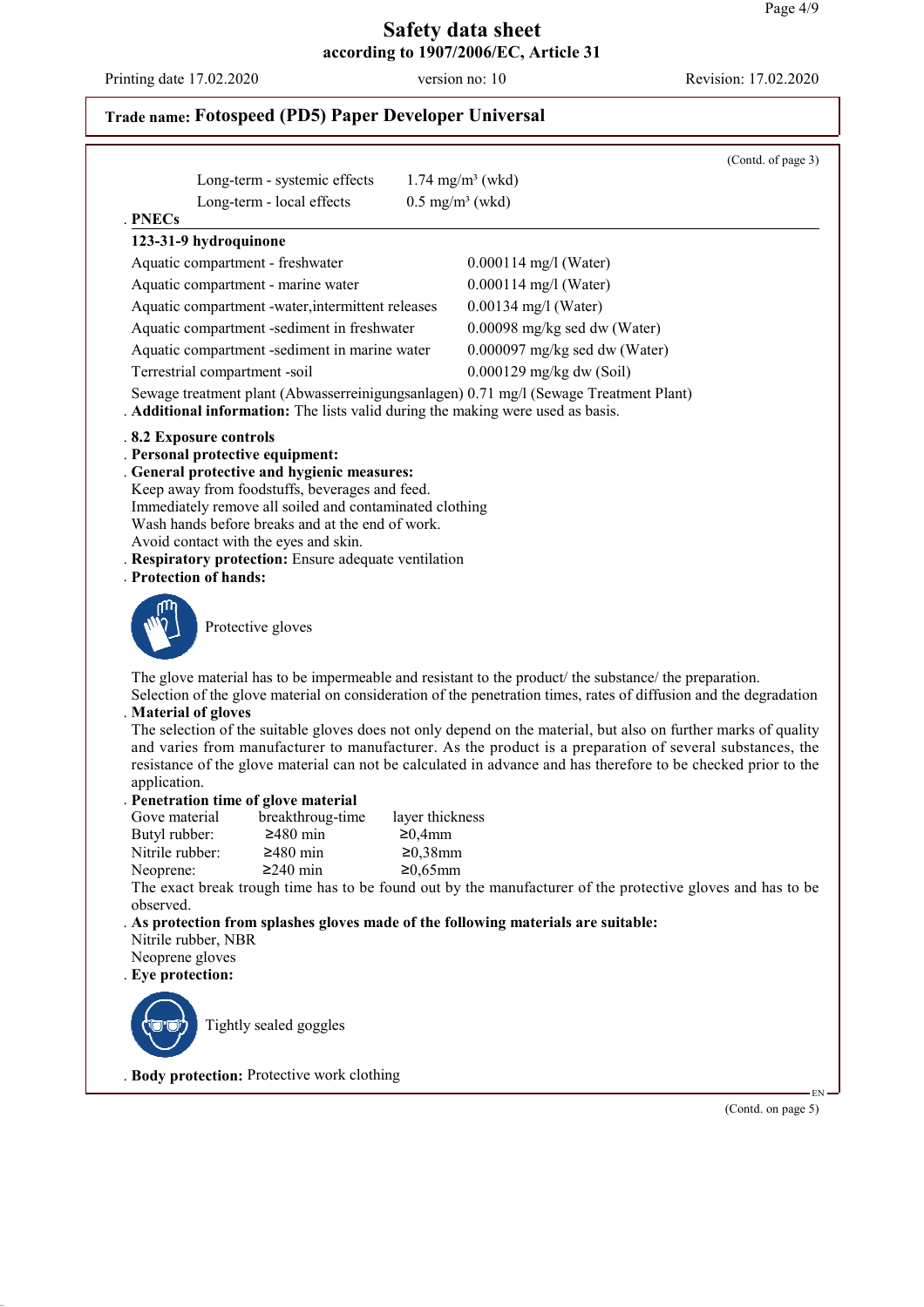(Contd. of page 3)

| | |
|---|---|
| Long-term - systemic effects | 1.74 mg/m³ (wkd) |
| Long-term - local effects | 0.5 mg/m³ (wkd) |

**PNECs**

**123-31-9 hydroquinone**

| | |
|---|---|
| Aquatic compartment - freshwater | 0.000114 mg/l (Water) |
| Aquatic compartment - marine water | 0.000114 mg/l (Water) |
| Aquatic compartment -water,intermittent releases | 0.00134 mg/l (Water) |
| Aquatic compartment -sediment in freshwater | 0.00098 mg/kg sed dw (Water) |
| Aquatic compartment -sediment in marine water | 0.000097 mg/kg sed dw (Water) |
| Terrestrial compartment -soil | 0.000129 mg/kg dw (Soil) |

Sewage treatment plant (Abwasserreinigungsanlagen) 0.71 mg/l (Sewage Treatment Plant)

**Additional information:** The lists valid during the making were used as basis.

**8.2 Exposure controls**

**Personal protective equipment:**

**General protective and hygienic measures:**

Keep away from foodstuffs, beverages and feed.
Immediately remove all soiled and contaminated clothing
Wash hands before breaks and at the end of work.
Avoid contact with the eyes and skin.

**Respiratory protection:** Ensure adequate ventilation

**Protection of hands:**

Protective gloves

The glove material has to be impermeable and resistant to the product/ the substance/ the preparation.
Selection of the glove material on consideration of the penetration times, rates of diffusion and the degradation

**Material of gloves**

The selection of the suitable gloves does not only depend on the material, but also on further marks of quality and varies from manufacturer to manufacturer. As the product is a preparation of several substances, the resistance of the glove material can not be calculated in advance and has therefore to be checked prior to the application.

**Penetration time of glove material**

| Gove material | breakthroug-time | layer thickness |
|---|---|---|
| Butyl rubber: | ≥480 min | ≥0,4mm |
| Nitrile rubber: | ≥480 min | ≥0,38mm |
| Neoprene: | ≥240 min | ≥0,65mm |

The exact break trough time has to be found out by the manufacturer of the protective gloves and has to be observed.

**As protection from splashes gloves made of the following materials are suitable:**

Nitrile rubber, NBR
Neoprene gloves

**Eye protection:**

Tightly sealed goggles

**Body protection:** Protective work clothing

(Contd. on page 5)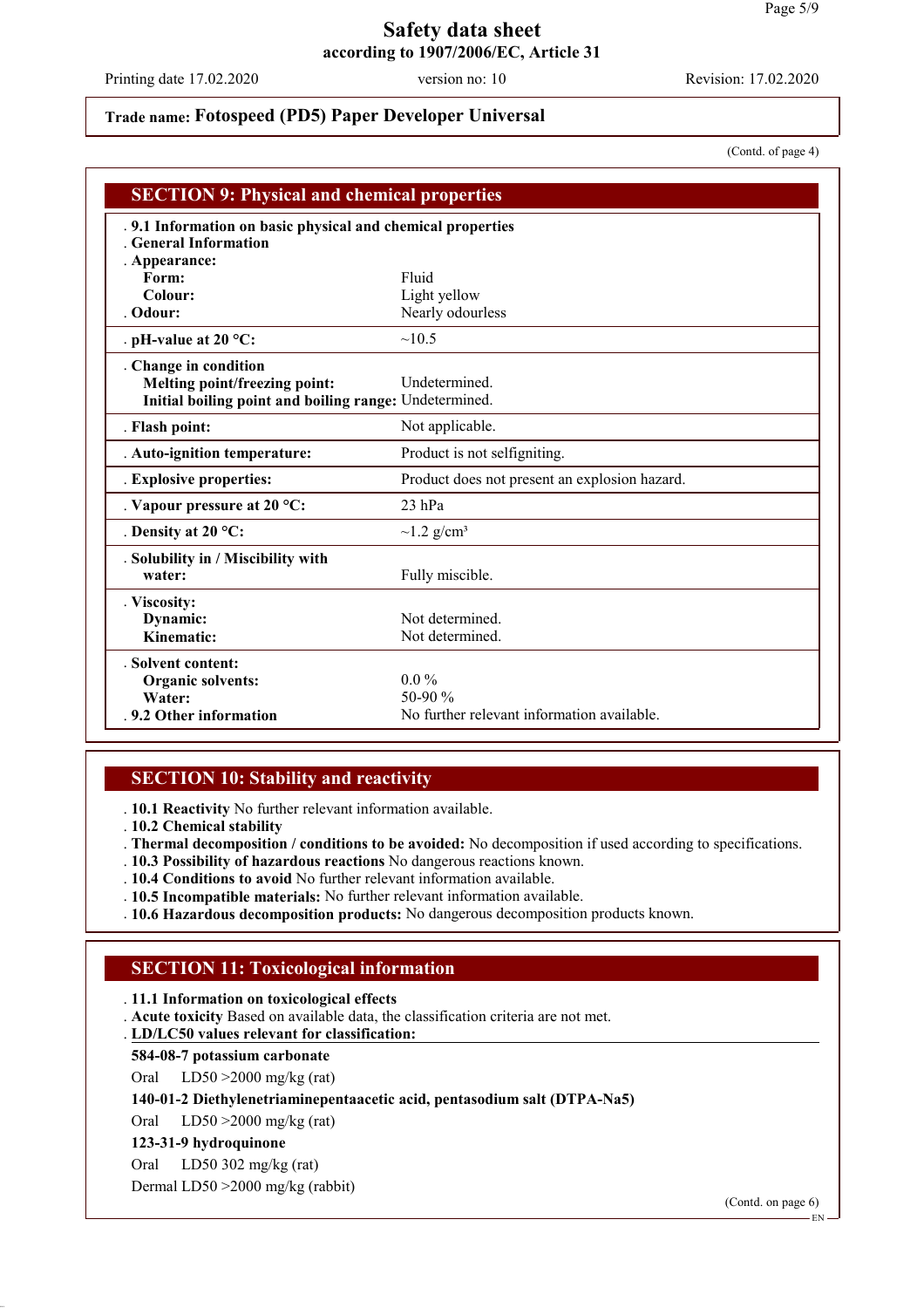**Trade name: Fotospeed (PD5) Paper Developer Universal**

(Contd. of page 4)

## SECTION 9: Physical and chemical properties

| | |
|---|---|
| **9.1 Information on basic physical and chemical properties** | |
| **General Information** | |
| **Appearance:** | |
| **Form:** | Fluid |
| **Colour:** | Light yellow |
| **Odour:** | Nearly odourless |
| **pH-value at 20 °C:** | ~10.5 |
| **Change in condition** | |
| **Melting point/freezing point:** | Undetermined. |
| **Initial boiling point and boiling range:** | Undetermined. |
| **Flash point:** | Not applicable. |
| **Auto-ignition temperature:** | Product is not selfigniting. |
| **Explosive properties:** | Product does not present an explosion hazard. |
| **Vapour pressure at 20 °C:** | 23 hPa |
| **Density at 20 °C:** | ~1.2 g/cm³ |
| **Solubility in / Miscibility with water:** | Fully miscible. |
| **Viscosity:** | |
| **Dynamic:** | Not determined. |
| **Kinematic:** | Not determined. |
| **Solvent content:** | |
| **Organic solvents:** | 0.0 % |
| **Water:** | 50-90 % |
| **9.2 Other information** | No further relevant information available. |

## SECTION 10: Stability and reactivity

- **10.1 Reactivity** No further relevant information available.
- **10.2 Chemical stability**
- **Thermal decomposition / conditions to be avoided:** No decomposition if used according to specifications.
- **10.3 Possibility of hazardous reactions** No dangerous reactions known.
- **10.4 Conditions to avoid** No further relevant information available.
- **10.5 Incompatible materials:** No further relevant information available.
- **10.6 Hazardous decomposition products:** No dangerous decomposition products known.

## SECTION 11: Toxicological information

- **11.1 Information on toxicological effects**
- **Acute toxicity** Based on available data, the classification criteria are not met.
- **LD/LC50 values relevant for classification:**

**584-08-7 potassium carbonate**

Oral LD50 >2000 mg/kg (rat)

**140-01-2 Diethylenetriaminepentaacetic acid, pentasodium salt (DTPA-Na5)**

Oral LD50 >2000 mg/kg (rat)

**123-31-9 hydroquinone**

Oral LD50 302 mg/kg (rat)

Dermal LD50 >2000 mg/kg (rabbit)

(Contd. on page 6)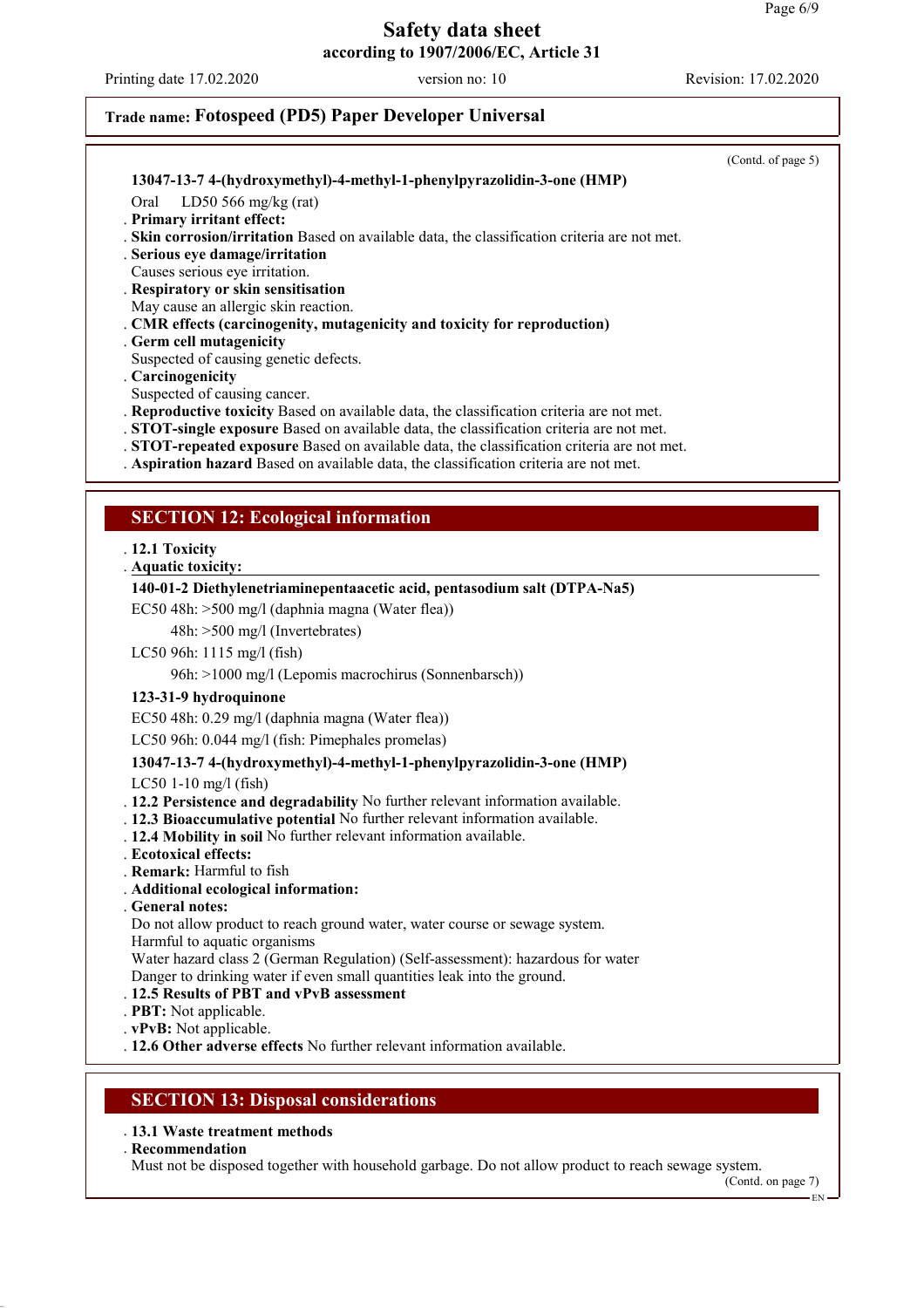(Contd. of page 5)

**13047-13-7 4-(hydroxymethyl)-4-methyl-1-phenylpyrazolidin-3-one (HMP)**

Oral LD50 566 mg/kg (rat)

- **Primary irritant effect:**
- **Skin corrosion/irritation** Based on available data, the classification criteria are not met.
- **Serious eye damage/irritation**
  Causes serious eye irritation.
- **Respiratory or skin sensitisation**
  May cause an allergic skin reaction.
- **CMR effects (carcinogenity, mutagenicity and toxicity for reproduction)**
- **Germ cell mutagenicity**
  Suspected of causing genetic defects.
- **Carcinogenicity**
  Suspected of causing cancer.
- **Reproductive toxicity** Based on available data, the classification criteria are not met.
- **STOT-single exposure** Based on available data, the classification criteria are not met.
- **STOT-repeated exposure** Based on available data, the classification criteria are not met.
- **Aspiration hazard** Based on available data, the classification criteria are not met.

## SECTION 12: Ecological information

- **12.1 Toxicity**
- **Aquatic toxicity:**

**140-01-2 Diethylenetriaminepentaacetic acid, pentasodium salt (DTPA-Na5)**

EC50 48h: >500 mg/l (daphnia magna (Water flea))

48h: >500 mg/l (Invertebrates)

LC50 96h: 1115 mg/l (fish)

96h: >1000 mg/l (Lepomis macrochirus (Sonnenbarsch))

**123-31-9 hydroquinone**

EC50 48h: 0.29 mg/l (daphnia magna (Water flea))

LC50 96h: 0.044 mg/l (fish: Pimephales promelas)

**13047-13-7 4-(hydroxymethyl)-4-methyl-1-phenylpyrazolidin-3-one (HMP)**

LC50 1-10 mg/l (fish)

- **12.2 Persistence and degradability** No further relevant information available.
- **12.3 Bioaccumulative potential** No further relevant information available.
- **12.4 Mobility in soil** No further relevant information available.
- **Ecotoxical effects:**
- **Remark:** Harmful to fish
- **Additional ecological information:**
- **General notes:**
  Do not allow product to reach ground water, water course or sewage system.
  Harmful to aquatic organisms
  Water hazard class 2 (German Regulation) (Self-assessment): hazardous for water
  Danger to drinking water if even small quantities leak into the ground.
- **12.5 Results of PBT and vPvB assessment**
- **PBT:** Not applicable.
- **vPvB:** Not applicable.
- **12.6 Other adverse effects** No further relevant information available.

## SECTION 13: Disposal considerations

- **13.1 Waste treatment methods**
- **Recommendation**
  Must not be disposed together with household garbage. Do not allow product to reach sewage system.

(Contd. on page 7)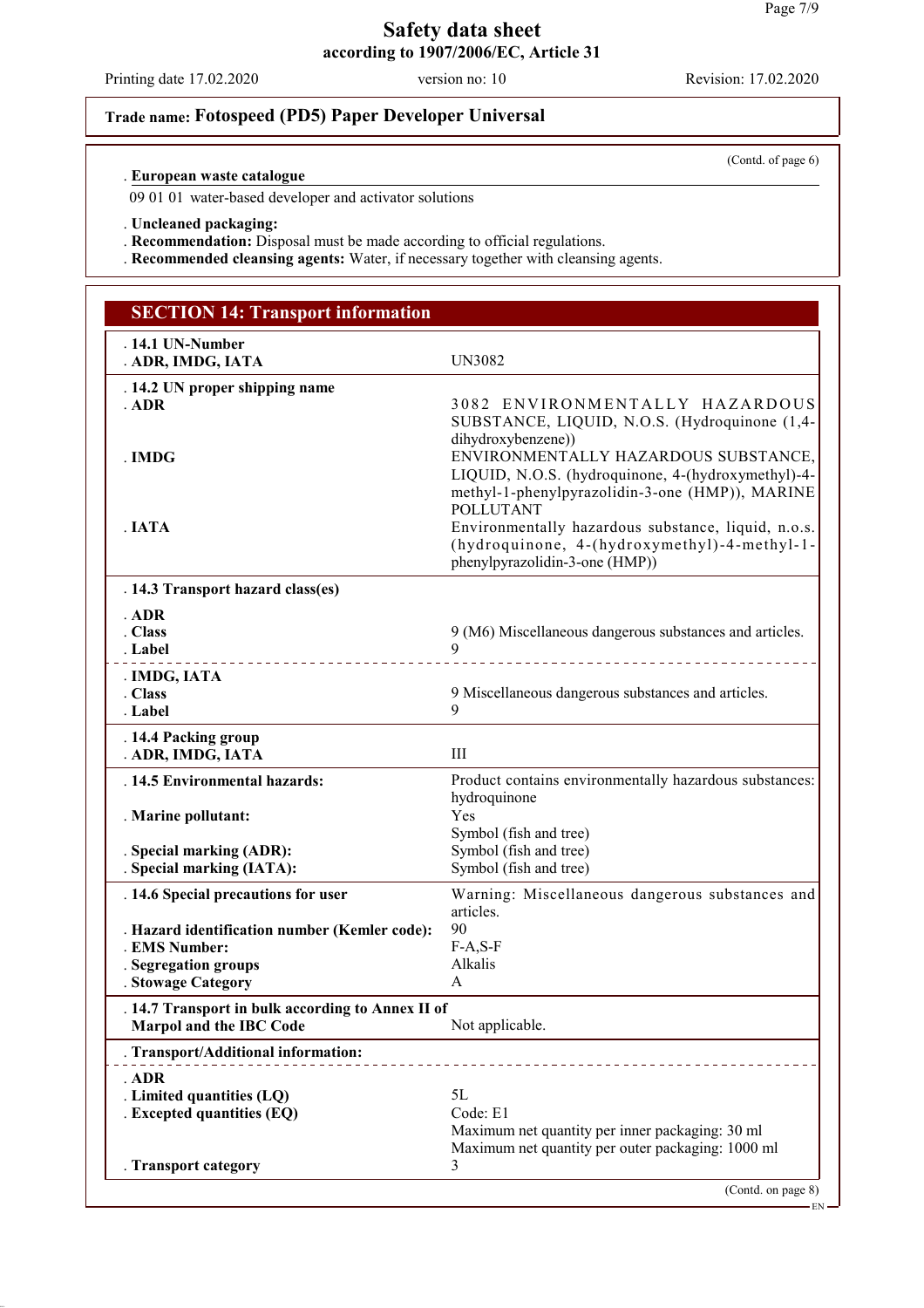Trade name: **Fotospeed (PD5) Paper Developer Universal**

(Contd. of page 6)

**· European waste catalogue**

09 01 01 water-based developer and activator solutions

**· Uncleaned packaging:**
**· Recommendation:** Disposal must be made according to official regulations.
**· Recommended cleansing agents:** Water, if necessary together with cleansing agents.

## SECTION 14: Transport information

| | |
|---|---|
| **· 14.1 UN-Number** | |
| **· ADR, IMDG, IATA** | UN3082 |
| **· 14.2 UN proper shipping name** | |
| **· ADR** | 3082 ENVIRONMENTALLY HAZARDOUS SUBSTANCE, LIQUID, N.O.S. (Hydroquinone (1,4-dihydroxybenzene)) |
| **· IMDG** | ENVIRONMENTALLY HAZARDOUS SUBSTANCE, LIQUID, N.O.S. (hydroquinone, 4-(hydroxymethyl)-4-methyl-1-phenylpyrazolidin-3-one (HMP)), MARINE POLLUTANT |
| **· IATA** | Environmentally hazardous substance, liquid, n.o.s. (hydroquinone, 4-(hydroxymethyl)-4-methyl-1-phenylpyrazolidin-3-one (HMP)) |
| **· 14.3 Transport hazard class(es)** | |
| **· ADR** | |
| **· Class** | 9 (M6) Miscellaneous dangerous substances and articles. |
| **· Label** | 9 |
| **· IMDG, IATA** | |
| **· Class** | 9 Miscellaneous dangerous substances and articles. |
| **· Label** | 9 |
| **· 14.4 Packing group** | |
| **· ADR, IMDG, IATA** | III |
| **· 14.5 Environmental hazards:** | Product contains environmentally hazardous substances: hydroquinone |
| **· Marine pollutant:** | Yes<br>Symbol (fish and tree) |
| **· Special marking (ADR):** | Symbol (fish and tree) |
| **· Special marking (IATA):** | Symbol (fish and tree) |
| **· 14.6 Special precautions for user** | Warning: Miscellaneous dangerous substances and articles. |
| **· Hazard identification number (Kemler code):** | 90 |
| **· EMS Number:** | F-A,S-F |
| **· Segregation groups** | Alkalis |
| **· Stowage Category** | A |
| **· 14.7 Transport in bulk according to Annex II of Marpol and the IBC Code** | Not applicable. |
| **· Transport/Additional information:** | |
| **· ADR** | |
| **· Limited quantities (LQ)** | 5L |
| **· Excepted quantities (EQ)** | Code: E1<br>Maximum net quantity per inner packaging: 30 ml<br>Maximum net quantity per outer packaging: 1000 ml |
| **· Transport category** | 3 |

(Contd. on page 8)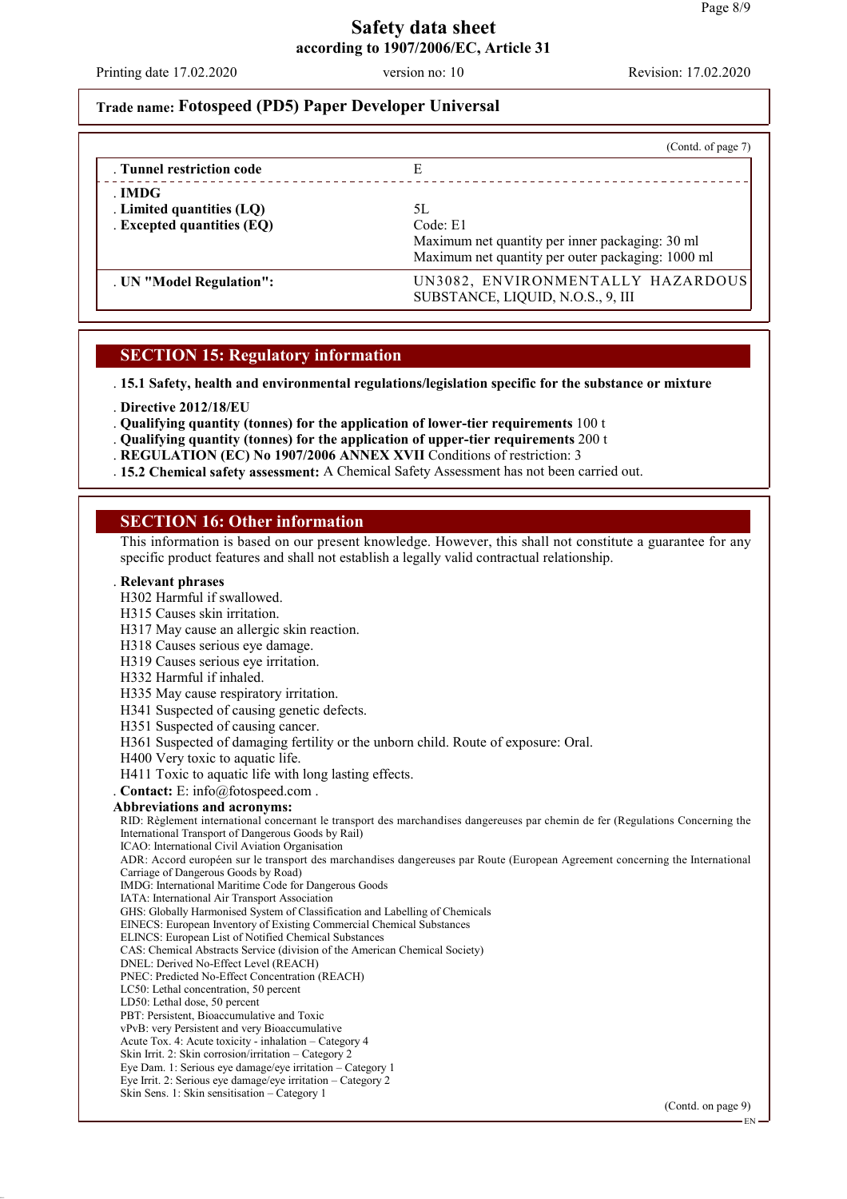Trade name: **Fotospeed (PD5) Paper Developer Universal**

(Contd. of page 7)

| | |
|---|---|
| **. Tunnel restriction code** | E |
| **. IMDG** | |
| **. Limited quantities (LQ)** | 5L |
| **. Excepted quantities (EQ)** | Code: E1<br>Maximum net quantity per inner packaging: 30 ml<br>Maximum net quantity per outer packaging: 1000 ml |
| **. UN "Model Regulation":** | UN3082, ENVIRONMENTALLY HAZARDOUS SUBSTANCE, LIQUID, N.O.S., 9, III |

## SECTION 15: Regulatory information

**. 15.1 Safety, health and environmental regulations/legislation specific for the substance or mixture**

**. Directive 2012/18/EU**

**. Qualifying quantity (tonnes) for the application of lower-tier requirements** 100 t

**. Qualifying quantity (tonnes) for the application of upper-tier requirements** 200 t

**. REGULATION (EC) No 1907/2006 ANNEX XVII** Conditions of restriction: 3

**. 15.2 Chemical safety assessment:** A Chemical Safety Assessment has not been carried out.

## SECTION 16: Other information

This information is based on our present knowledge. However, this shall not constitute a guarantee for any specific product features and shall not establish a legally valid contractual relationship.

**. Relevant phrases**

H302 Harmful if swallowed.
H315 Causes skin irritation.
H317 May cause an allergic skin reaction.
H318 Causes serious eye damage.
H319 Causes serious eye irritation.
H332 Harmful if inhaled.
H335 May cause respiratory irritation.
H341 Suspected of causing genetic defects.
H351 Suspected of causing cancer.
H361 Suspected of damaging fertility or the unborn child. Route of exposure: Oral.
H400 Very toxic to aquatic life.
H411 Toxic to aquatic life with long lasting effects.

**. Contact:** E: info@fotospeed.com .

**Abbreviations and acronyms:**

RID: Règlement international concernant le transport des marchandises dangereuses par chemin de fer (Regulations Concerning the International Transport of Dangerous Goods by Rail)
ICAO: International Civil Aviation Organisation
ADR: Accord européen sur le transport des marchandises dangereuses par Route (European Agreement concerning the International Carriage of Dangerous Goods by Road)
IMDG: International Maritime Code for Dangerous Goods
IATA: International Air Transport Association
GHS: Globally Harmonised System of Classification and Labelling of Chemicals
EINECS: European Inventory of Existing Commercial Chemical Substances
ELINCS: European List of Notified Chemical Substances
CAS: Chemical Abstracts Service (division of the American Chemical Society)
DNEL: Derived No-Effect Level (REACH)
PNEC: Predicted No-Effect Concentration (REACH)
LC50: Lethal concentration, 50 percent
LD50: Lethal dose, 50 percent
PBT: Persistent, Bioaccumulative and Toxic
vPvB: very Persistent and very Bioaccumulative
Acute Tox. 4: Acute toxicity - inhalation – Category 4
Skin Irrit. 2: Skin corrosion/irritation – Category 2
Eye Dam. 1: Serious eye damage/eye irritation – Category 1
Eye Irrit. 2: Serious eye damage/eye irritation – Category 2
Skin Sens. 1: Skin sensitisation – Category 1

(Contd. on page 9)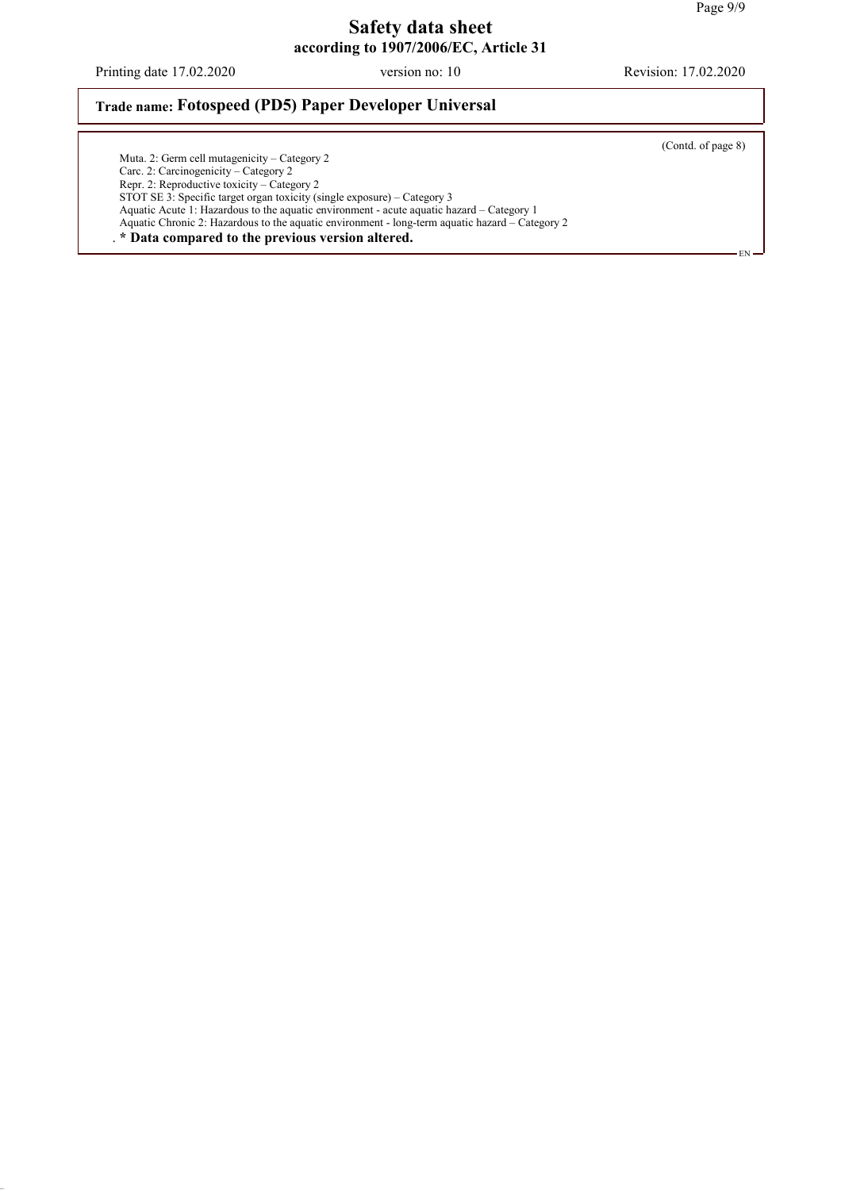(Contd. of page 8)

Muta. 2: Germ cell mutagenicity – Category 2
Carc. 2: Carcinogenicity – Category 2
Repr. 2: Reproductive toxicity – Category 2
STOT SE 3: Specific target organ toxicity (single exposure) – Category 3
Aquatic Acute 1: Hazardous to the aquatic environment - acute aquatic hazard – Category 1
Aquatic Chronic 2: Hazardous to the aquatic environment - long-term aquatic hazard – Category 2

**\* Data compared to the previous version altered.**